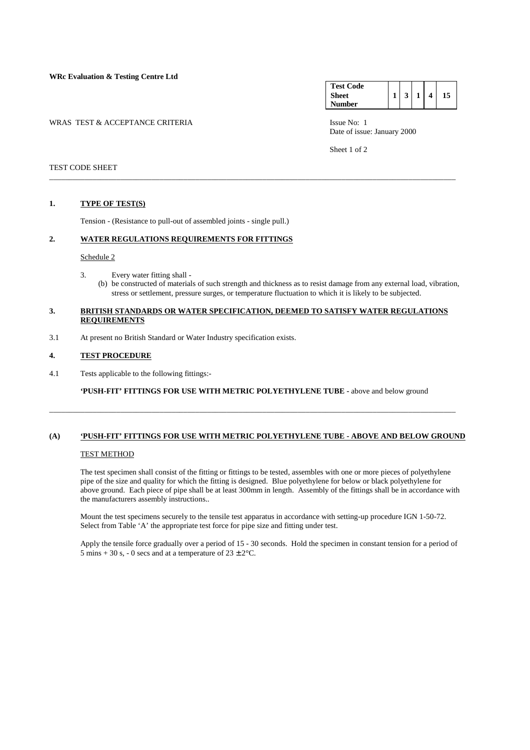**WRc Evaluation & Testing Centre Ltd**

| Test Code Sheet Number | 1 | 3 | 1 | 4 | 15 |
|---|---|---|---|---|---|

WRAS TEST & ACCEPTANCE CRITERIA

Issue No: 1
Date of issue: January 2000

TEST CODE SHEET

---

## 1. TYPE OF TEST(S)

Tension - (Resistance to pull-out of assembled joints - single pull.)

## 2. WATER REGULATIONS REQUIREMENTS FOR FITTINGS

Schedule 2

3. Every water fitting shall -
   (b) be constructed of materials of such strength and thickness as to resist damage from any external load, vibration, stress or settlement, pressure surges, or temperature fluctuation to which it is likely to be subjected.

## 3. BRITISH STANDARDS OR WATER SPECIFICATION, DEEMED TO SATISFY WATER REGULATIONS REQUIREMENTS

3.1 At present no British Standard or Water Industry specification exists.

## 4. TEST PROCEDURE

4.1 Tests applicable to the following fittings:-

**'PUSH-FIT' FITTINGS FOR USE WITH METRIC POLYETHYLENE TUBE -** above and below ground

---

## (A) 'PUSH-FIT' FITTINGS FOR USE WITH METRIC POLYETHYLENE TUBE - ABOVE AND BELOW GROUND

TEST METHOD

The test specimen shall consist of the fitting or fittings to be tested, assembles with one or more pieces of polyethylene pipe of the size and quality for which the fitting is designed. Blue polyethylene for below or black polyethylene for above ground. Each piece of pipe shall be at least 300mm in length. Assembly of the fittings shall be in accordance with the manufacturers assembly instructions..

Mount the test specimens securely to the tensile test apparatus in accordance with setting-up procedure IGN 1-50-72. Select from Table 'A' the appropriate test force for pipe size and fitting under test.

Apply the tensile force gradually over a period of 15 - 30 seconds. Hold the specimen in constant tension for a period of 5 mins + 30 s, - 0 secs and at a temperature of 23 ± 2°C.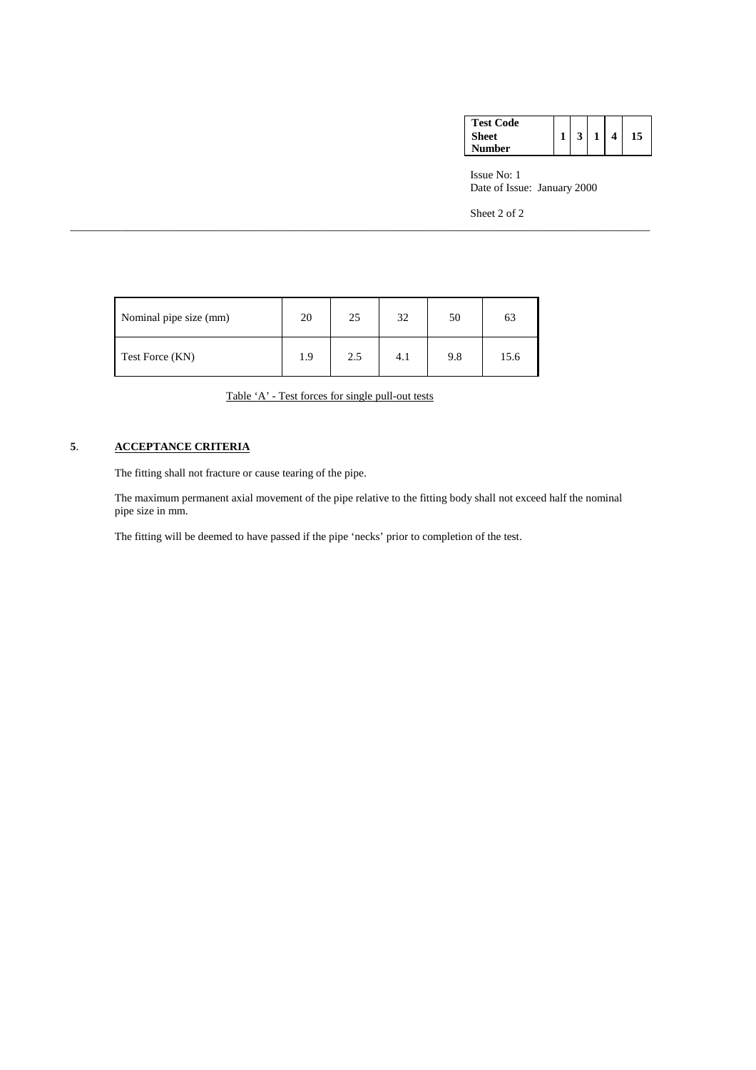| Nominal pipe size (mm) | 20 | 25 | 32 | 50 | 63 |
|---|---|---|---|---|---|
| Test Force (KN) | 1.9 | 2.5 | 4.1 | 9.8 | 15.6 |

Table 'A' - Test forces for single pull-out tests

## 5. ACCEPTANCE CRITERIA

The fitting shall not fracture or cause tearing of the pipe.

The maximum permanent axial movement of the pipe relative to the fitting body shall not exceed half the nominal pipe size in mm.

The fitting will be deemed to have passed if the pipe 'necks' prior to completion of the test.